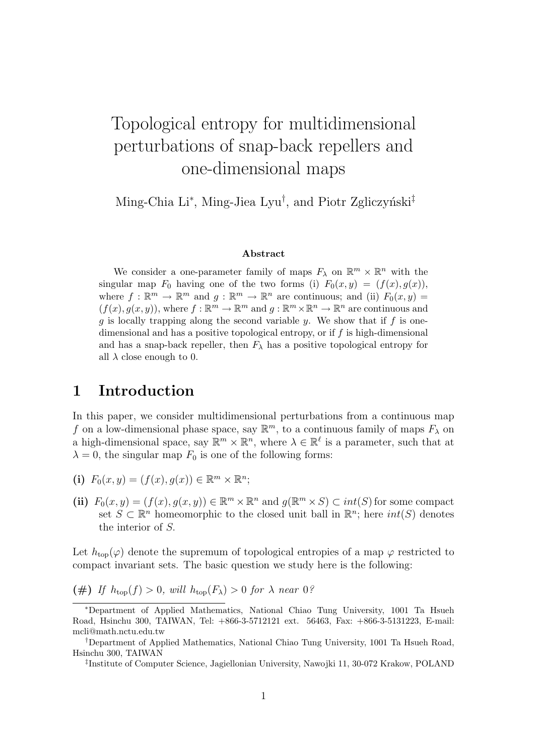# Topological entropy for multidimensional perturbations of snap-back repellers and one-dimensional maps

Ming-Chia Li[*], Ming-Jiea Lyu[†], and Piotr Zgliczyński[‡]

### Abstract

We consider a one-parameter family of maps $F_\lambda$ on $\mathbb{R}^m \times \mathbb{R}^n$ with the singular map $F_0$ having one of the two forms (i) $F_0(x, y) = (f(x), g(x))$, where $f : \mathbb{R}^m \to \mathbb{R}^m$ and $g : \mathbb{R}^m \to \mathbb{R}^n$ are continuous; and (ii) $F_0(x, y) = (f(x), g(x, y))$, where $f : \mathbb{R}^m \to \mathbb{R}^m$ and $g : \mathbb{R}^m \times \mathbb{R}^n \to \mathbb{R}^n$ are continuous and $g$ is locally trapping along the second variable $y$. We show that if $f$ is one-dimensional and has a positive topological entropy, or if $f$ is high-dimensional and has a snap-back repeller, then $F_\lambda$ has a positive topological entropy for all $\lambda$ close enough to 0.

## 1 Introduction

In this paper, we consider multidimensional perturbations from a continuous map $f$ on a low-dimensional phase space, say $\mathbb{R}^m$, to a continuous family of maps $F_\lambda$ on a high-dimensional space, say $\mathbb{R}^m \times \mathbb{R}^n$, where $\lambda \in \mathbb{R}^\ell$ is a parameter, such that at $\lambda = 0$, the singular map $F_0$ is one of the following forms:

**(i)** $F_0(x, y) = (f(x), g(x)) \in \mathbb{R}^m \times \mathbb{R}^n$;

**(ii)** $F_0(x, y) = (f(x), g(x, y)) \in \mathbb{R}^m \times \mathbb{R}^n$ and $g(\mathbb{R}^m \times S) \subset int(S)$ for some compact set $S \subset \mathbb{R}^n$ homeomorphic to the closed unit ball in $\mathbb{R}^n$; here $int(S)$ denotes the interior of $S$.

Let $h_{\text{top}}(\varphi)$ denote the supremum of topological entropies of a map $\varphi$ restricted to compact invariant sets. The basic question we study here is the following:

**(#)** *If $h_{\text{top}}(f) > 0$, will $h_{\text{top}}(F_\lambda) > 0$ for $\lambda$ near 0?*

---

[*] Department of Applied Mathematics, National Chiao Tung University, 1001 Ta Hsueh Road, Hsinchu 300, TAIWAN, Tel: +866-3-5712121 ext. 56463, Fax: +866-3-5131223, E-mail: mcli@math.nctu.edu.tw

[†] Department of Applied Mathematics, National Chiao Tung University, 1001 Ta Hsueh Road, Hsinchu 300, TAIWAN

[‡] Institute of Computer Science, Jagiellonian University, Nawojki 11, 30-072 Krakow, POLAND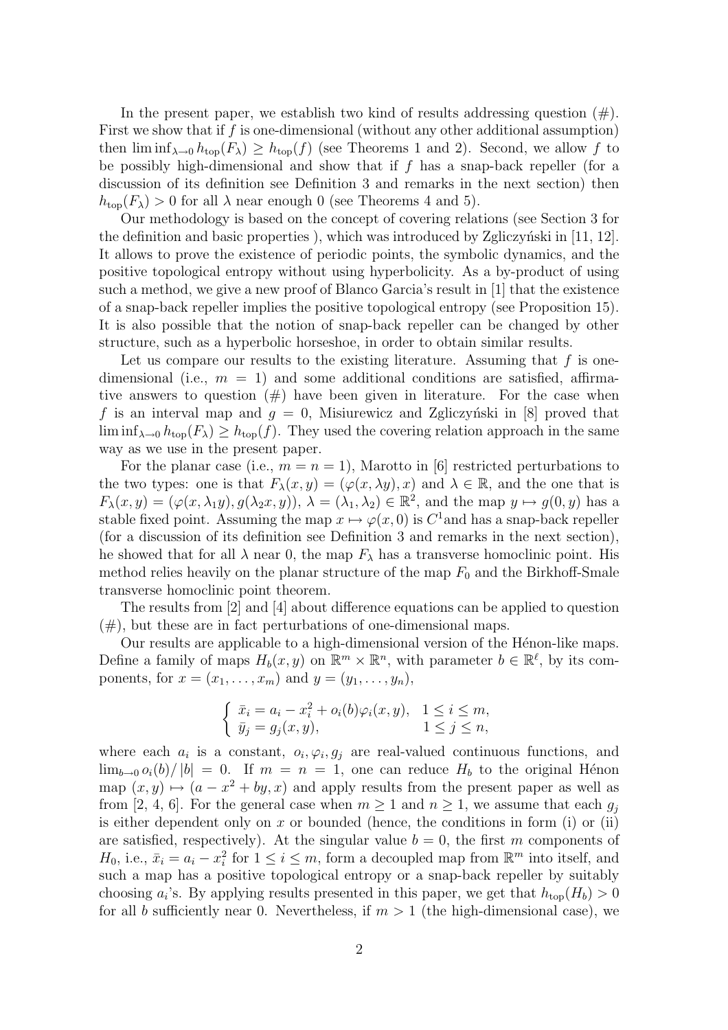In the present paper, we establish two kind of results addressing question (#). First we show that if $f$ is one-dimensional (without any other additional assumption) then $\liminf_{\lambda\to 0} h_{\text{top}}(F_\lambda) \geq h_{\text{top}}(f)$ (see Theorems 1 and 2). Second, we allow $f$ to be possibly high-dimensional and show that if $f$ has a snap-back repeller (for a discussion of its definition see Definition 3 and remarks in the next section) then $h_{\text{top}}(F_\lambda) > 0$ for all $\lambda$ near enough 0 (see Theorems 4 and 5).

Our methodology is based on the concept of covering relations (see Section 3 for the definition and basic properties ), which was introduced by Zgliczyński in [11, 12]. It allows to prove the existence of periodic points, the symbolic dynamics, and the positive topological entropy without using hyperbolicity. As a by-product of using such a method, we give a new proof of Blanco Garcia's result in [1] that the existence of a snap-back repeller implies the positive topological entropy (see Proposition 15). It is also possible that the notion of snap-back repeller can be changed by other structure, such as a hyperbolic horseshoe, in order to obtain similar results.

Let us compare our results to the existing literature. Assuming that $f$ is one-dimensional (i.e., $m = 1$) and some additional conditions are satisfied, affirmative answers to question (#) have been given in literature. For the case when $f$ is an interval map and $g = 0$, Misiurewicz and Zgliczyński in [8] proved that $\liminf_{\lambda\to 0} h_{\text{top}}(F_\lambda) \geq h_{\text{top}}(f)$. They used the covering relation approach in the same way as we use in the present paper.

For the planar case (i.e., $m = n = 1$), Marotto in [6] restricted perturbations to the two types: one is that $F_\lambda(x, y) = (\varphi(x, \lambda y), x)$ and $\lambda \in \mathbb{R}$, and the one that is $F_\lambda(x, y) = (\varphi(x, \lambda_1 y), g(\lambda_2 x, y))$, $\lambda = (\lambda_1, \lambda_2) \in \mathbb{R}^2$, and the map $y \mapsto g(0, y)$ has a stable fixed point. Assuming the map $x \mapsto \varphi(x, 0)$ is $C^1$and has a snap-back repeller (for a discussion of its definition see Definition 3 and remarks in the next section), he showed that for all $\lambda$ near 0, the map $F_\lambda$ has a transverse homoclinic point. His method relies heavily on the planar structure of the map $F_0$ and the Birkhoff-Smale transverse homoclinic point theorem.

The results from [2] and [4] about difference equations can be applied to question (#), but these are in fact perturbations of one-dimensional maps.

Our results are applicable to a high-dimensional version of the Hénon-like maps. Define a family of maps $H_b(x, y)$ on $\mathbb{R}^m \times \mathbb{R}^n$, with parameter $b \in \mathbb{R}^\ell$, by its components, for $x = (x_1, \ldots, x_m)$ and $y = (y_1, \ldots, y_n)$,

$$\begin{cases} \bar{x}_i = a_i - x_i^2 + o_i(b)\varphi_i(x, y), & 1 \leq i \leq m, \\ \bar{y}_j = g_j(x, y), & 1 \leq j \leq n, \end{cases}$$

where each $a_i$ is a constant, $o_i, \varphi_i, g_j$ are real-valued continuous functions, and $\lim_{b\to 0} o_i(b)/|b| = 0$. If $m = n = 1$, one can reduce $H_b$ to the original Hénon map $(x, y) \mapsto (a - x^2 + by, x)$ and apply results from the present paper as well as from [2, 4, 6]. For the general case when $m \geq 1$ and $n \geq 1$, we assume that each $g_j$ is either dependent only on $x$ or bounded (hence, the conditions in form (i) or (ii) are satisfied, respectively). At the singular value $b = 0$, the first $m$ components of $H_0$, i.e., $\bar{x}_i = a_i - x_i^2$ for $1 \leq i \leq m$, form a decoupled map from $\mathbb{R}^m$ into itself, and such a map has a positive topological entropy or a snap-back repeller by suitably choosing $a_i$'s. By applying results presented in this paper, we get that $h_{\text{top}}(H_b) > 0$ for all $b$ sufficiently near 0. Nevertheless, if $m > 1$ (the high-dimensional case), we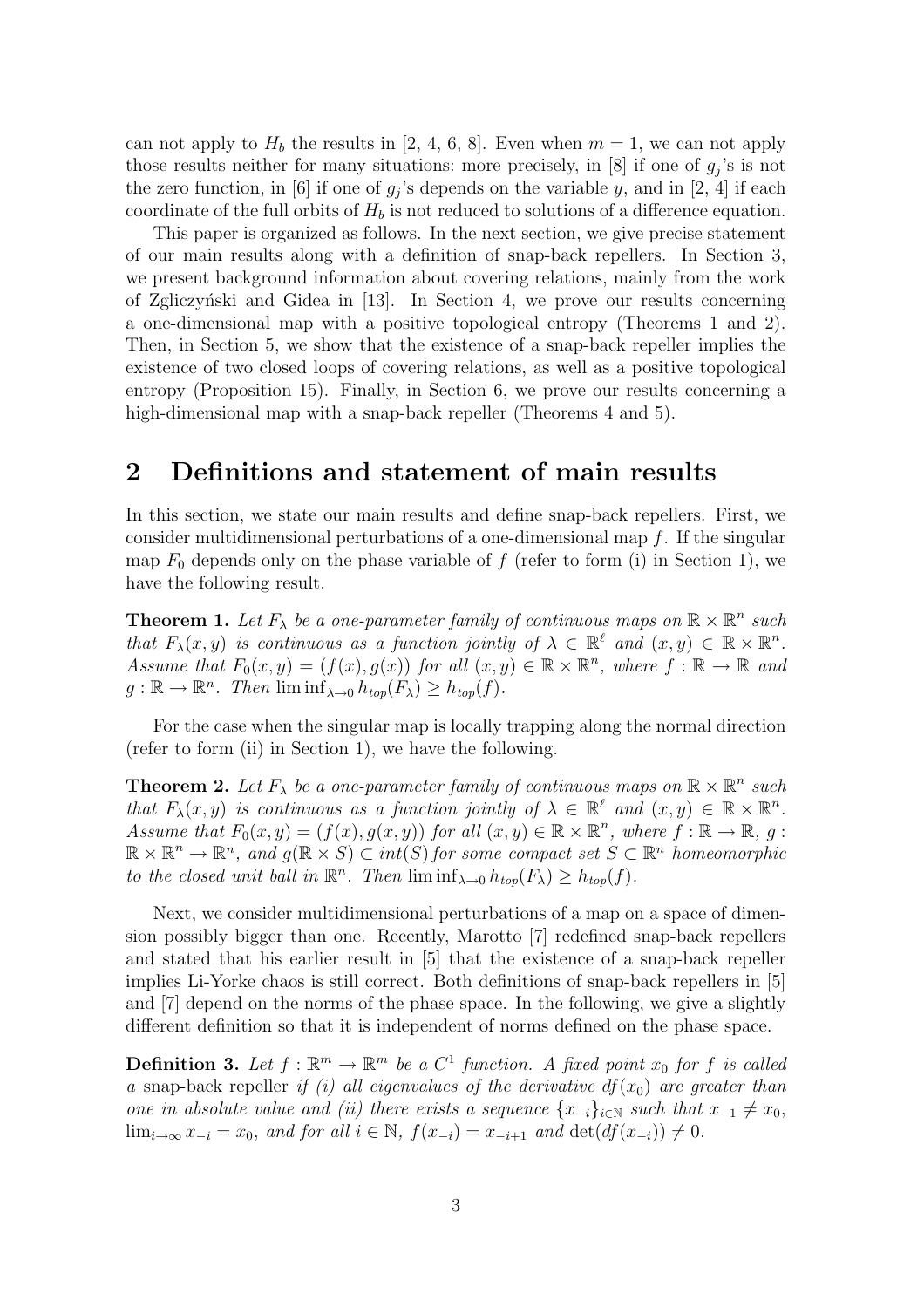can not apply to $H_b$ the results in [2, 4, 6, 8]. Even when $m = 1$, we can not apply those results neither for many situations: more precisely, in [8] if one of $g_j$'s is not the zero function, in [6] if one of $g_j$'s depends on the variable $y$, and in [2, 4] if each coordinate of the full orbits of $H_b$ is not reduced to solutions of a difference equation.

This paper is organized as follows. In the next section, we give precise statement of our main results along with a definition of snap-back repellers. In Section 3, we present background information about covering relations, mainly from the work of Zgliczyński and Gidea in [13]. In Section 4, we prove our results concerning a one-dimensional map with a positive topological entropy (Theorems 1 and 2). Then, in Section 5, we show that the existence of a snap-back repeller implies the existence of two closed loops of covering relations, as well as a positive topological entropy (Proposition 15). Finally, in Section 6, we prove our results concerning a high-dimensional map with a snap-back repeller (Theorems 4 and 5).

## 2 Definitions and statement of main results

In this section, we state our main results and define snap-back repellers. First, we consider multidimensional perturbations of a one-dimensional map $f$. If the singular map $F_0$ depends only on the phase variable of $f$ (refer to form (i) in Section 1), we have the following result.

**Theorem 1.** *Let $F_\lambda$ be a one-parameter family of continuous maps on $\mathbb{R} \times \mathbb{R}^n$ such that $F_\lambda(x, y)$ is continuous as a function jointly of $\lambda \in \mathbb{R}^\ell$ and $(x, y) \in \mathbb{R} \times \mathbb{R}^n$. Assume that $F_0(x, y) = (f(x), g(x))$ for all $(x, y) \in \mathbb{R} \times \mathbb{R}^n$, where $f : \mathbb{R} \to \mathbb{R}$ and $g : \mathbb{R} \to \mathbb{R}^n$. Then $\liminf_{\lambda \to 0} h_{top}(F_\lambda) \geq h_{top}(f)$.*

For the case when the singular map is locally trapping along the normal direction (refer to form (ii) in Section 1), we have the following.

**Theorem 2.** *Let $F_\lambda$ be a one-parameter family of continuous maps on $\mathbb{R} \times \mathbb{R}^n$ such that $F_\lambda(x, y)$ is continuous as a function jointly of $\lambda \in \mathbb{R}^\ell$ and $(x, y) \in \mathbb{R} \times \mathbb{R}^n$. Assume that $F_0(x, y) = (f(x), g(x, y))$ for all $(x, y) \in \mathbb{R} \times \mathbb{R}^n$, where $f : \mathbb{R} \to \mathbb{R}$, $g : \mathbb{R} \times \mathbb{R}^n \to \mathbb{R}^n$, and $g(\mathbb{R} \times S) \subset int(S)$ for some compact set $S \subset \mathbb{R}^n$ homeomorphic to the closed unit ball in $\mathbb{R}^n$. Then $\liminf_{\lambda \to 0} h_{top}(F_\lambda) \geq h_{top}(f)$.*

Next, we consider multidimensional perturbations of a map on a space of dimension possibly bigger than one. Recently, Marotto [7] redefined snap-back repellers and stated that his earlier result in [5] that the existence of a snap-back repeller implies Li-Yorke chaos is still correct. Both definitions of snap-back repellers in [5] and [7] depend on the norms of the phase space. In the following, we give a slightly different definition so that it is independent of norms defined on the phase space.

**Definition 3.** *Let $f : \mathbb{R}^m \to \mathbb{R}^m$ be a $C^1$ function. A fixed point $x_0$ for $f$ is called a* snap-back repeller *if (i) all eigenvalues of the derivative $df(x_0)$ are greater than one in absolute value and (ii) there exists a sequence $\{x_{-i}\}_{i \in \mathbb{N}}$ such that $x_{-1} \neq x_0$, $\lim_{i \to \infty} x_{-i} = x_0$, and for all $i \in \mathbb{N}$, $f(x_{-i}) = x_{-i+1}$ and $\det(df(x_{-i})) \neq 0$.*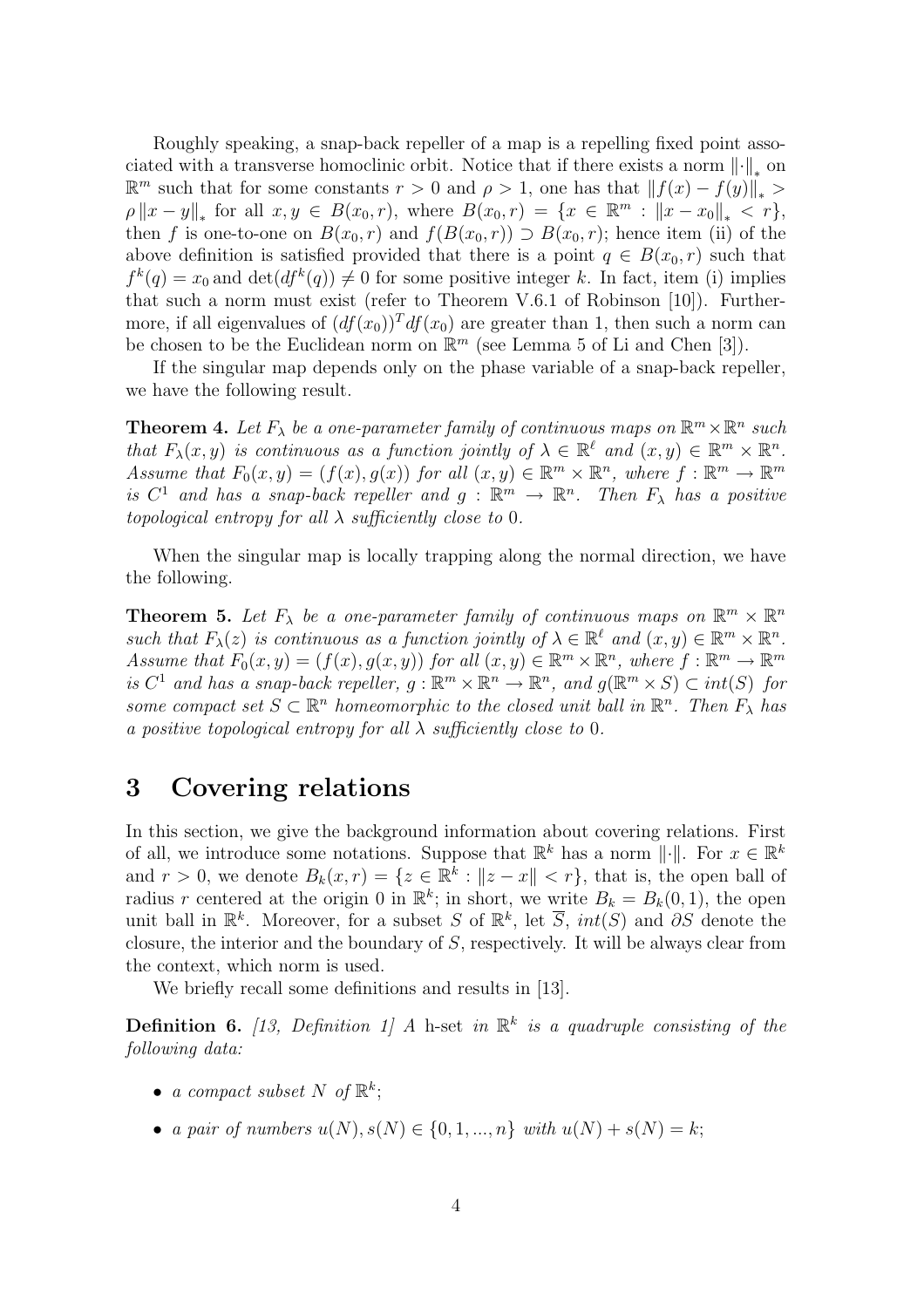Roughly speaking, a snap-back repeller of a map is a repelling fixed point associated with a transverse homoclinic orbit. Notice that if there exists a norm $\|\cdot\|_*$ on $\mathbb{R}^m$ such that for some constants $r > 0$ and $\rho > 1$, one has that $\|f(x) - f(y)\|_* > \rho \|x - y\|_*$ for all $x, y \in B(x_0, r)$, where $B(x_0, r) = \{x \in \mathbb{R}^m : \|x - x_0\|_* < r\}$, then $f$ is one-to-one on $B(x_0, r)$ and $f(B(x_0, r)) \supset B(x_0, r)$; hence item (ii) of the above definition is satisfied provided that there is a point $q \in B(x_0, r)$ such that $f^k(q) = x_0$ and $\det(df^k(q)) \neq 0$ for some positive integer $k$. In fact, item (i) implies that such a norm must exist (refer to Theorem V.6.1 of Robinson [10]). Furthermore, if all eigenvalues of $(df(x_0))^T df(x_0)$ are greater than 1, then such a norm can be chosen to be the Euclidean norm on $\mathbb{R}^m$ (see Lemma 5 of Li and Chen [3]).

If the singular map depends only on the phase variable of a snap-back repeller, we have the following result.

**Theorem 4.** *Let $F_\lambda$ be a one-parameter family of continuous maps on $\mathbb{R}^m \times \mathbb{R}^n$ such that $F_\lambda(x, y)$ is continuous as a function jointly of $\lambda \in \mathbb{R}^\ell$ and $(x, y) \in \mathbb{R}^m \times \mathbb{R}^n$. Assume that $F_0(x, y) = (f(x), g(x))$ for all $(x, y) \in \mathbb{R}^m \times \mathbb{R}^n$, where $f : \mathbb{R}^m \to \mathbb{R}^m$ is $C^1$ and has a snap-back repeller and $g : \mathbb{R}^m \to \mathbb{R}^n$. Then $F_\lambda$ has a positive topological entropy for all $\lambda$ sufficiently close to 0.*

When the singular map is locally trapping along the normal direction, we have the following.

**Theorem 5.** *Let $F_\lambda$ be a one-parameter family of continuous maps on $\mathbb{R}^m \times \mathbb{R}^n$ such that $F_\lambda(z)$ is continuous as a function jointly of $\lambda \in \mathbb{R}^\ell$ and $(x, y) \in \mathbb{R}^m \times \mathbb{R}^n$. Assume that $F_0(x, y) = (f(x), g(x, y))$ for all $(x, y) \in \mathbb{R}^m \times \mathbb{R}^n$, where $f : \mathbb{R}^m \to \mathbb{R}^m$ is $C^1$ and has a snap-back repeller, $g : \mathbb{R}^m \times \mathbb{R}^n \to \mathbb{R}^n$, and $g(\mathbb{R}^m \times S) \subset int(S)$ for some compact set $S \subset \mathbb{R}^n$ homeomorphic to the closed unit ball in $\mathbb{R}^n$. Then $F_\lambda$ has a positive topological entropy for all $\lambda$ sufficiently close to 0.*

# 3 Covering relations

In this section, we give the background information about covering relations. First of all, we introduce some notations. Suppose that $\mathbb{R}^k$ has a norm $\|\cdot\|$. For $x \in \mathbb{R}^k$ and $r > 0$, we denote $B_k(x, r) = \{z \in \mathbb{R}^k : \|z - x\| < r\}$, that is, the open ball of radius $r$ centered at the origin 0 in $\mathbb{R}^k$; in short, we write $B_k = B_k(0, 1)$, the open unit ball in $\mathbb{R}^k$. Moreover, for a subset $S$ of $\mathbb{R}^k$, let $\overline{S}$, $int(S)$ and $\partial S$ denote the closure, the interior and the boundary of $S$, respectively. It will be always clear from the context, which norm is used.

We briefly recall some definitions and results in [13].

**Definition 6.** *[13, Definition 1] A* h-set *in $\mathbb{R}^k$ is a quadruple consisting of the following data:*

- *a compact subset $N$ of $\mathbb{R}^k$;*
- *a pair of numbers $u(N), s(N) \in \{0, 1, ..., n\}$ with $u(N) + s(N) = k$;*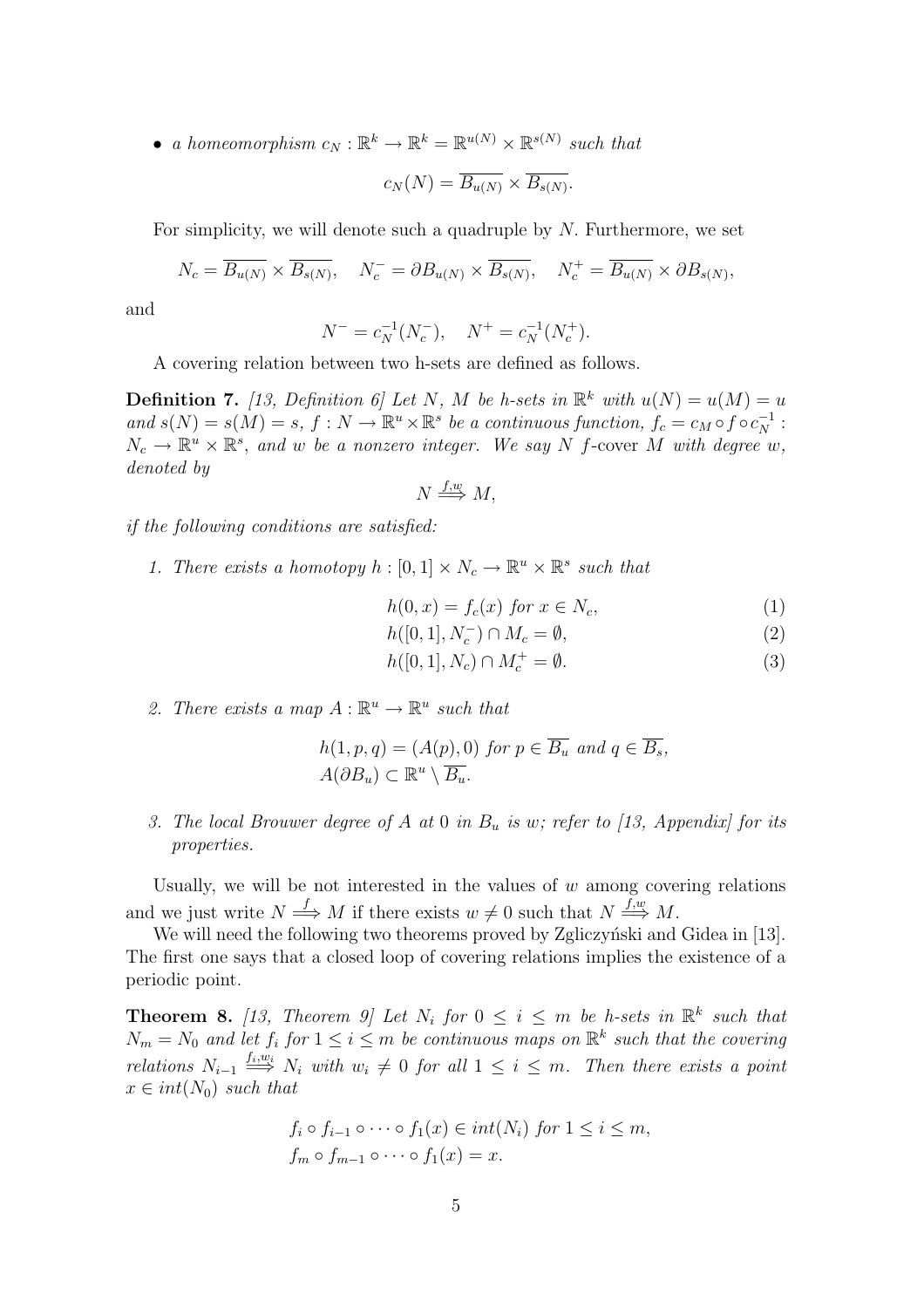- *a homeomorphism* $c_N : \mathbb{R}^k \to \mathbb{R}^k = \mathbb{R}^{u(N)} \times \mathbb{R}^{s(N)}$ *such that*

$$c_N(N) = \overline{B_{u(N)}} \times \overline{B_{s(N)}}.$$

For simplicity, we will denote such a quadruple by $N$. Furthermore, we set

$$N_c = \overline{B_{u(N)}} \times \overline{B_{s(N)}}, \quad N_c^- = \partial B_{u(N)} \times \overline{B_{s(N)}}, \quad N_c^+ = \overline{B_{u(N)}} \times \partial B_{s(N)},$$

and

$$N^- = c_N^{-1}(N_c^-), \quad N^+ = c_N^{-1}(N_c^+).$$

A covering relation between two h-sets are defined as follows.

**Definition 7.** *[13, Definition 6] Let $N$, $M$ be h-sets in $\mathbb{R}^k$ with $u(N) = u(M) = u$ and $s(N) = s(M) = s$, $f : N \to \mathbb{R}^u \times \mathbb{R}^s$ be a continuous function, $f_c = c_M \circ f \circ c_N^{-1} : N_c \to \mathbb{R}^u \times \mathbb{R}^s$, and $w$ be a nonzero integer. We say $N$ $f$-cover $M$ with degree $w$, denoted by*

$$N \overset{f,w}{\Longrightarrow} M,$$

*if the following conditions are satisfied:*

1. *There exists a homotopy $h : [0,1] \times N_c \to \mathbb{R}^u \times \mathbb{R}^s$ such that*

$$h(0, x) = f_c(x) \text{ for } x \in N_c, \tag{1}$$

$$h([0,1], N_c^-) \cap M_c = \emptyset, \tag{2}$$

$$h([0,1], N_c) \cap M_c^+ = \emptyset. \tag{3}$$

2. *There exists a map $A : \mathbb{R}^u \to \mathbb{R}^u$ such that*

$$h(1, p, q) = (A(p), 0) \text{ for } p \in \overline{B_u} \text{ and } q \in \overline{B_s},$$
$$A(\partial B_u) \subset \mathbb{R}^u \setminus \overline{B_u}.$$

3. *The local Brouwer degree of $A$ at $0$ in $B_u$ is $w$; refer to [13, Appendix] for its properties.*

Usually, we will be not interested in the values of $w$ among covering relations and we just write $N \overset{f}{\Longrightarrow} M$ if there exists $w \neq 0$ such that $N \overset{f,w}{\Longrightarrow} M$.

We will need the following two theorems proved by Zgliczyński and Gidea in [13]. The first one says that a closed loop of covering relations implies the existence of a periodic point.

**Theorem 8.** *[13, Theorem 9] Let $N_i$ for $0 \leq i \leq m$ be h-sets in $\mathbb{R}^k$ such that $N_m = N_0$ and let $f_i$ for $1 \leq i \leq m$ be continuous maps on $\mathbb{R}^k$ such that the covering relations $N_{i-1} \overset{f_i,w_i}{\Longrightarrow} N_i$ with $w_i \neq 0$ for all $1 \leq i \leq m$. Then there exists a point $x \in int(N_0)$ such that*

$$f_i \circ f_{i-1} \circ \cdots \circ f_1(x) \in int(N_i) \text{ for } 1 \leq i \leq m,$$
$$f_m \circ f_{m-1} \circ \cdots \circ f_1(x) = x.$$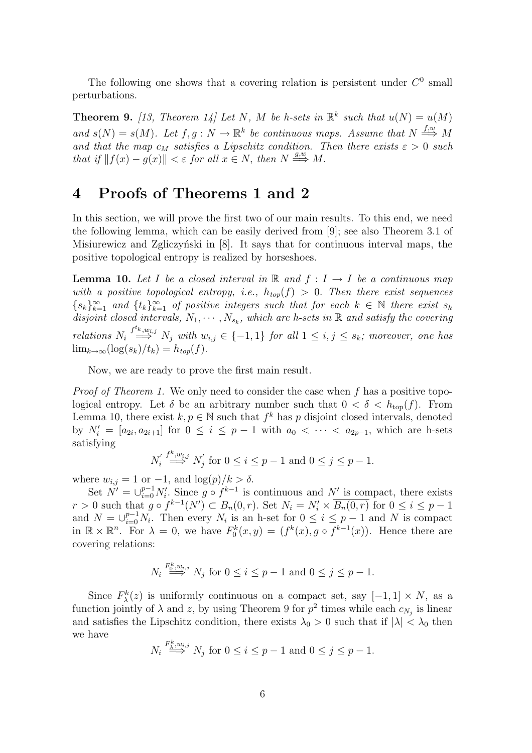The following one shows that a covering relation is persistent under $C^0$ small perturbations.

**Theorem 9.** *[13, Theorem 14] Let $N$, $M$ be h-sets in $\mathbb{R}^k$ such that $u(N) = u(M)$ and $s(N) = s(M)$. Let $f, g : N \to \mathbb{R}^k$ be continuous maps. Assume that $N \overset{f,w}{\Longrightarrow} M$ and that the map $c_M$ satisfies a Lipschitz condition. Then there exists $\varepsilon > 0$ such that if $\|f(x) - g(x)\| < \varepsilon$ for all $x \in N$, then $N \overset{g,w}{\Longrightarrow} M$.*

# 4 Proofs of Theorems 1 and 2

In this section, we will prove the first two of our main results. To this end, we need the following lemma, which can be easily derived from [9]; see also Theorem 3.1 of Misiurewicz and Zgliczyński in [8]. It says that for continuous interval maps, the positive topological entropy is realized by horseshoes.

**Lemma 10.** *Let $I$ be a closed interval in $\mathbb{R}$ and $f : I \to I$ be a continuous map with a positive topological entropy, i.e., $h_{top}(f) > 0$. Then there exist sequences $\{s_k\}_{k=1}^{\infty}$ and $\{t_k\}_{k=1}^{\infty}$ of positive integers such that for each $k \in \mathbb{N}$ there exist $s_k$ disjoint closed intervals, $N_1, \cdots, N_{s_k}$, which are h-sets in $\mathbb{R}$ and satisfy the covering relations $N_i \overset{f^{t_k}, w_{i,j}}{\Longrightarrow} N_j$ with $w_{i,j} \in \{-1, 1\}$ for all $1 \le i, j \le s_k$; moreover, one has $\lim_{k\to\infty}(\log(s_k)/t_k) = h_{top}(f)$.*

Now, we are ready to prove the first main result.

*Proof of Theorem 1.* We only need to consider the case when $f$ has a positive topological entropy. Let $\delta$ be an arbitrary number such that $0 < \delta < h_{\text{top}}(f)$. From Lemma 10, there exist $k, p \in \mathbb{N}$ such that $f^k$ has $p$ disjoint closed intervals, denoted by $N_i' = [a_{2i}, a_{2i+1}]$ for $0 \le i \le p-1$ with $a_0 < \cdots < a_{2p-1}$, which are h-sets satisfying

$$N_i' \overset{f^k, w_{i,j}}{\Longrightarrow} N_j' \text{ for } 0 \le i \le p-1 \text{ and } 0 \le j \le p-1.$$

where $w_{i,j} = 1$ or $-1$, and $\log(p)/k > \delta$.

Set $N' = \cup_{i=0}^{p-1} N_i'$. Since $g \circ f^{k-1}$ is continuous and $N'$ is compact, there exists $r > 0$ such that $g \circ f^{k-1}(N') \subset B_n(0, r)$. Set $N_i = N_i' \times \overline{B_n(0, r)}$ for $0 \le i \le p-1$ and $N = \cup_{i=0}^{p-1} N_i$. Then every $N_i$ is an h-set for $0 \le i \le p-1$ and $N$ is compact in $\mathbb{R} \times \mathbb{R}^n$. For $\lambda = 0$, we have $F_0^k(x, y) = (f^k(x), g \circ f^{k-1}(x))$. Hence there are covering relations:

$$N_i \overset{F_0^k, w_{i,j}}{\Longrightarrow} N_j \text{ for } 0 \le i \le p-1 \text{ and } 0 \le j \le p-1.$$

Since $F_\lambda^k(z)$ is uniformly continuous on a compact set, say $[-1, 1] \times N$, as a function jointly of $\lambda$ and $z$, by using Theorem 9 for $p^2$ times while each $c_{N_j}$ is linear and satisfies the Lipschitz condition, there exists $\lambda_0 > 0$ such that if $|\lambda| < \lambda_0$ then we have

$$N_i \overset{F_\lambda^k, w_{i,j}}{\Longrightarrow} N_j \text{ for } 0 \le i \le p-1 \text{ and } 0 \le j \le p-1.$$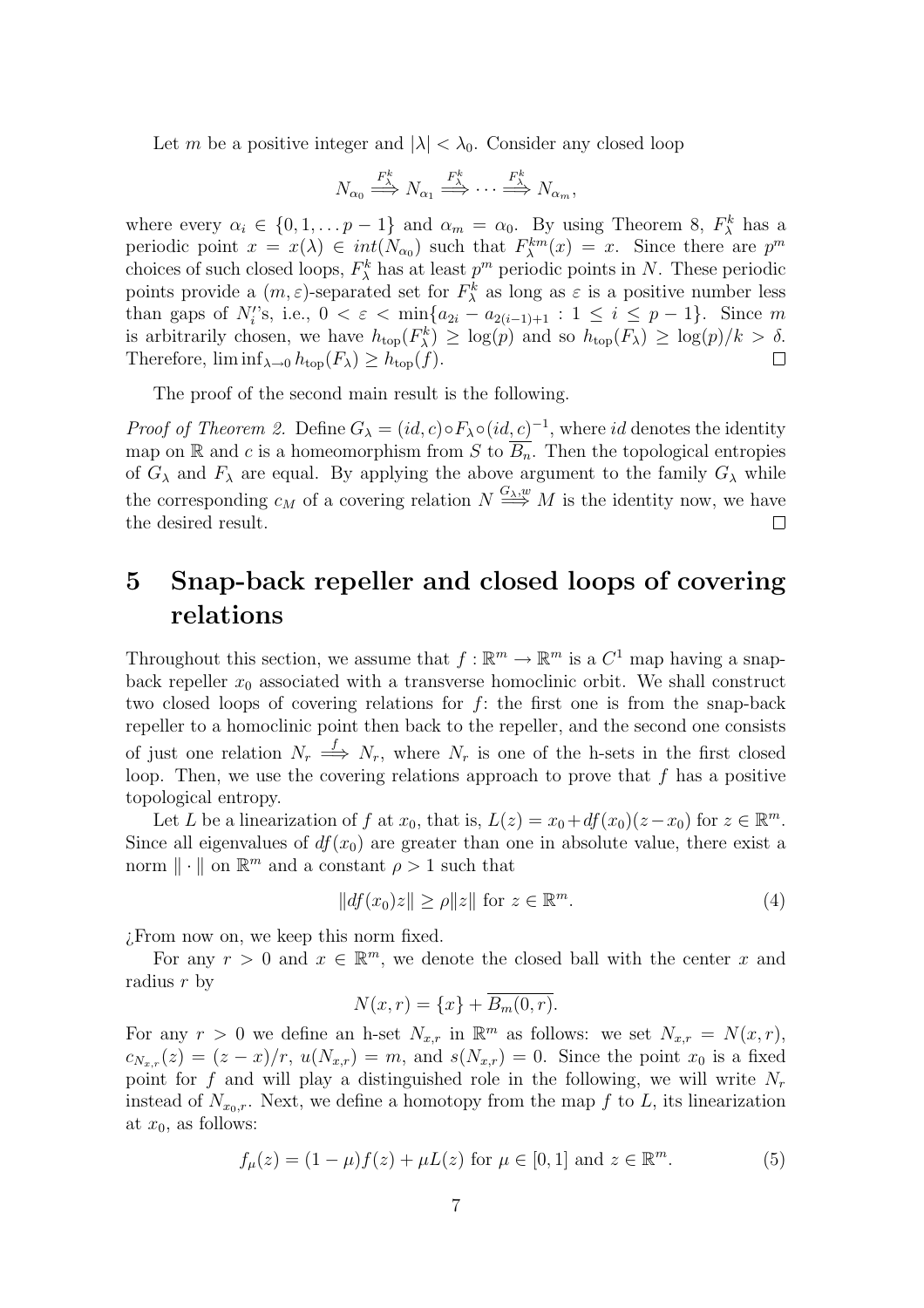Let $m$ be a positive integer and $|\lambda| < \lambda_0$. Consider any closed loop

$$N_{\alpha_0} \overset{F_\lambda^k}{\Longrightarrow} N_{\alpha_1} \overset{F_\lambda^k}{\Longrightarrow} \cdots \overset{F_\lambda^k}{\Longrightarrow} N_{\alpha_m},$$

where every $\alpha_i \in \{0, 1, \ldots p-1\}$ and $\alpha_m = \alpha_0$. By using Theorem 8, $F_\lambda^k$ has a periodic point $x = x(\lambda) \in int(N_{\alpha_0})$ such that $F_\lambda^{km}(x) = x$. Since there are $p^m$ choices of such closed loops, $F_\lambda^k$ has at least $p^m$ periodic points in $N$. These periodic points provide a $(m, \varepsilon)$-separated set for $F_\lambda^k$ as long as $\varepsilon$ is a positive number less than gaps of $N_i'$'s, i.e., $0 < \varepsilon < \min\{a_{2i} - a_{2(i-1)+1} : 1 \leq i \leq p-1\}$. Since $m$ is arbitrarily chosen, we have $h_{\text{top}}(F_\lambda^k) \geq \log(p)$ and so $h_{\text{top}}(F_\lambda) \geq \log(p)/k > \delta$. Therefore, $\liminf_{\lambda \to 0} h_{\text{top}}(F_\lambda) \geq h_{\text{top}}(f)$. $\square$

The proof of the second main result is the following.

*Proof of Theorem 2.* Define $G_\lambda = (id, c) \circ F_\lambda \circ (id, c)^{-1}$, where $id$ denotes the identity map on $\mathbb{R}$ and $c$ is a homeomorphism from $S$ to $\overline{B_n}$. Then the topological entropies of $G_\lambda$ and $F_\lambda$ are equal. By applying the above argument to the family $G_\lambda$ while the corresponding $c_M$ of a covering relation $N \overset{G_\lambda, w}{\Longrightarrow} M$ is the identity now, we have the desired result. $\square$

# 5 Snap-back repeller and closed loops of covering relations

Throughout this section, we assume that $f : \mathbb{R}^m \to \mathbb{R}^m$ is a $C^1$ map having a snap-back repeller $x_0$ associated with a transverse homoclinic orbit. We shall construct two closed loops of covering relations for $f$: the first one is from the snap-back repeller to a homoclinic point then back to the repeller, and the second one consists of just one relation $N_r \overset{f}{\Longrightarrow} N_r$, where $N_r$ is one of the h-sets in the first closed loop. Then, we use the covering relations approach to prove that $f$ has a positive topological entropy.

Let $L$ be a linearization of $f$ at $x_0$, that is, $L(z) = x_0 + df(x_0)(z - x_0)$ for $z \in \mathbb{R}^m$. Since all eigenvalues of $df(x_0)$ are greater than one in absolute value, there exist a norm $\| \cdot \|$ on $\mathbb{R}^m$ and a constant $\rho > 1$ such that

$$\|df(x_0)z\| \geq \rho \|z\| \text{ for } z \in \mathbb{R}^m. \tag{4}$$

¿From now on, we keep this norm fixed.

For any $r > 0$ and $x \in \mathbb{R}^m$, we denote the closed ball with the center $x$ and radius $r$ by

$$N(x, r) = \{x\} + \overline{B_m(0, r)}.$$

For any $r > 0$ we define an h-set $N_{x,r}$ in $\mathbb{R}^m$ as follows: we set $N_{x,r} = N(x, r)$, $c_{N_{x,r}}(z) = (z - x)/r$, $u(N_{x,r}) = m$, and $s(N_{x,r}) = 0$. Since the point $x_0$ is a fixed point for $f$ and will play a distinguished role in the following, we will write $N_r$ instead of $N_{x_0,r}$. Next, we define a homotopy from the map $f$ to $L$, its linearization at $x_0$, as follows:

$$f_\mu(z) = (1 - \mu) f(z) + \mu L(z) \text{ for } \mu \in [0, 1] \text{ and } z \in \mathbb{R}^m. \tag{5}$$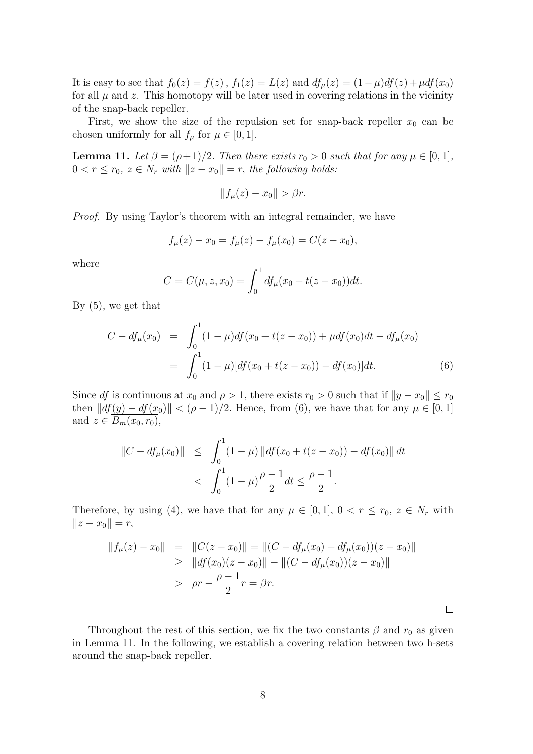It is easy to see that $f_0(z) = f(z)$, $f_1(z) = L(z)$ and $df_\mu(z) = (1-\mu)df(z) + \mu df(x_0)$ for all $\mu$ and $z$. This homotopy will be later used in covering relations in the vicinity of the snap-back repeller.

First, we show the size of the repulsion set for snap-back repeller $x_0$ can be chosen uniformly for all $f_\mu$ for $\mu \in [0,1]$.

**Lemma 11.** *Let $\beta = (\rho+1)/2$. Then there exists $r_0 > 0$ such that for any $\mu \in [0,1]$, $0 < r \leq r_0$, $z \in N_r$ with $\|z - x_0\| = r$, the following holds:*

$$\|f_\mu(z) - x_0\| > \beta r.$$

*Proof.* By using Taylor's theorem with an integral remainder, we have

$$f_\mu(z) - x_0 = f_\mu(z) - f_\mu(x_0) = C(z - x_0),$$

where

$$C = C(\mu, z, x_0) = \int_0^1 df_\mu(x_0 + t(z - x_0))dt.$$

By (5), we get that

$$\begin{aligned} C - df_\mu(x_0) &= \int_0^1 (1-\mu)df(x_0 + t(z - x_0)) + \mu df(x_0)dt - df_\mu(x_0) \\ &= \int_0^1 (1-\mu)[df(x_0 + t(z - x_0)) - df(x_0)]dt. \end{aligned} \tag{6}$$

Since $df$ is continuous at $x_0$ and $\rho > 1$, there exists $r_0 > 0$ such that if $\|y - x_0\| \leq r_0$ then $\|df(y) - df(x_0)\| < (\rho - 1)/2$. Hence, from (6), we have that for any $\mu \in [0,1]$ and $z \in \overline{B_m(x_0, r_0)}$,

$$\begin{aligned} \|C - df_\mu(x_0)\| &\leq \int_0^1 (1-\mu)\|df(x_0 + t(z - x_0)) - df(x_0)\|\, dt \\ &< \int_0^1 (1-\mu)\frac{\rho - 1}{2}dt \leq \frac{\rho - 1}{2}. \end{aligned}$$

Therefore, by using (4), we have that for any $\mu \in [0,1]$, $0 < r \leq r_0$, $z \in N_r$ with $\|z - x_0\| = r$,

$$\begin{aligned} \|f_\mu(z) - x_0\| &= \|C(z - x_0)\| = \|(C - df_\mu(x_0) + df_\mu(x_0))(z - x_0)\| \\ &\geq \|df(x_0)(z - x_0)\| - \|(C - df_\mu(x_0))(z - x_0)\| \\ &> \rho r - \frac{\rho - 1}{2} r = \beta r. \end{aligned}$$

$\square$

Throughout the rest of this section, we fix the two constants $\beta$ and $r_0$ as given in Lemma 11. In the following, we establish a covering relation between two h-sets around the snap-back repeller.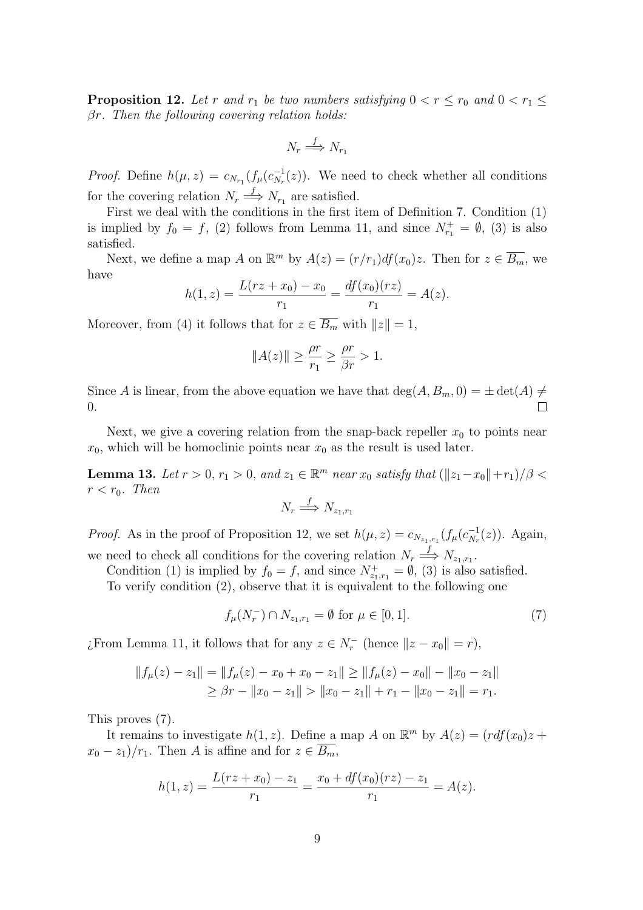**Proposition 12.** *Let $r$ and $r_1$ be two numbers satisfying $0 < r \leq r_0$ and $0 < r_1 \leq \beta r$. Then the following covering relation holds:*

$$N_r \overset{f}{\Longrightarrow} N_{r_1}$$

*Proof.* Define $h(\mu, z) = c_{N_{r_1}}(f_\mu(c_{N_r}^{-1}(z))$. We need to check whether all conditions for the covering relation $N_r \overset{f}{\Longrightarrow} N_{r_1}$ are satisfied.

First we deal with the conditions in the first item of Definition 7. Condition (1) is implied by $f_0 = f$, (2) follows from Lemma 11, and since $N_{r_1}^+ = \emptyset$, (3) is also satisfied.

Next, we define a map $A$ on $\mathbb{R}^m$ by $A(z) = (r/r_1)df(x_0)z$. Then for $z \in \overline{B_m}$, we have

$$h(1, z) = \frac{L(rz + x_0) - x_0}{r_1} = \frac{df(x_0)(rz)}{r_1} = A(z).$$

Moreover, from (4) it follows that for $z \in \overline{B_m}$ with $\|z\| = 1$,

$$\|A(z)\| \geq \frac{\rho r}{r_1} \geq \frac{\rho r}{\beta r} > 1.$$

Since $A$ is linear, from the above equation we have that $\deg(A, B_m, 0) = \pm \det(A) \neq 0$. $\square$

Next, we give a covering relation from the snap-back repeller $x_0$ to points near $x_0$, which will be homoclinic points near $x_0$ as the result is used later.

**Lemma 13.** *Let $r > 0$, $r_1 > 0$, and $z_1 \in \mathbb{R}^m$ near $x_0$ satisfy that $(\|z_1 - x_0\| + r_1)/\beta < r < r_0$. Then*

$$N_r \overset{f}{\Longrightarrow} N_{z_1, r_1}$$

*Proof.* As in the proof of Proposition 12, we set $h(\mu, z) = c_{N_{z_1, r_1}}(f_\mu(c_{N_r}^{-1}(z))$. Again, we need to check all conditions for the covering relation $N_r \overset{f}{\Longrightarrow} N_{z_1, r_1}$.

Condition (1) is implied by $f_0 = f$, and since $N_{z_1, r_1}^+ = \emptyset$, (3) is also satisfied.

To verify condition (2), observe that it is equivalent to the following one

$$f_\mu(N_r^-) \cap N_{z_1, r_1} = \emptyset \text{ for } \mu \in [0, 1]. \tag{7}$$

¿From Lemma 11, it follows that for any $z \in N_r^-$ (hence $\|z - x_0\| = r$),

$$\begin{aligned} \|f_\mu(z) - z_1\| = \|f_\mu(z) - x_0 + x_0 - z_1\| &\geq \|f_\mu(z) - x_0\| - \|x_0 - z_1\| \\ &\geq \beta r - \|x_0 - z_1\| > \|x_0 - z_1\| + r_1 - \|x_0 - z_1\| = r_1. \end{aligned}$$

This proves (7).

It remains to investigate $h(1, z)$. Define a map $A$ on $\mathbb{R}^m$ by $A(z) = (rdf(x_0)z + x_0 - z_1)/r_1$. Then $A$ is affine and for $z \in \overline{B_m}$,

$$h(1, z) = \frac{L(rz + x_0) - z_1}{r_1} = \frac{x_0 + df(x_0)(rz) - z_1}{r_1} = A(z).$$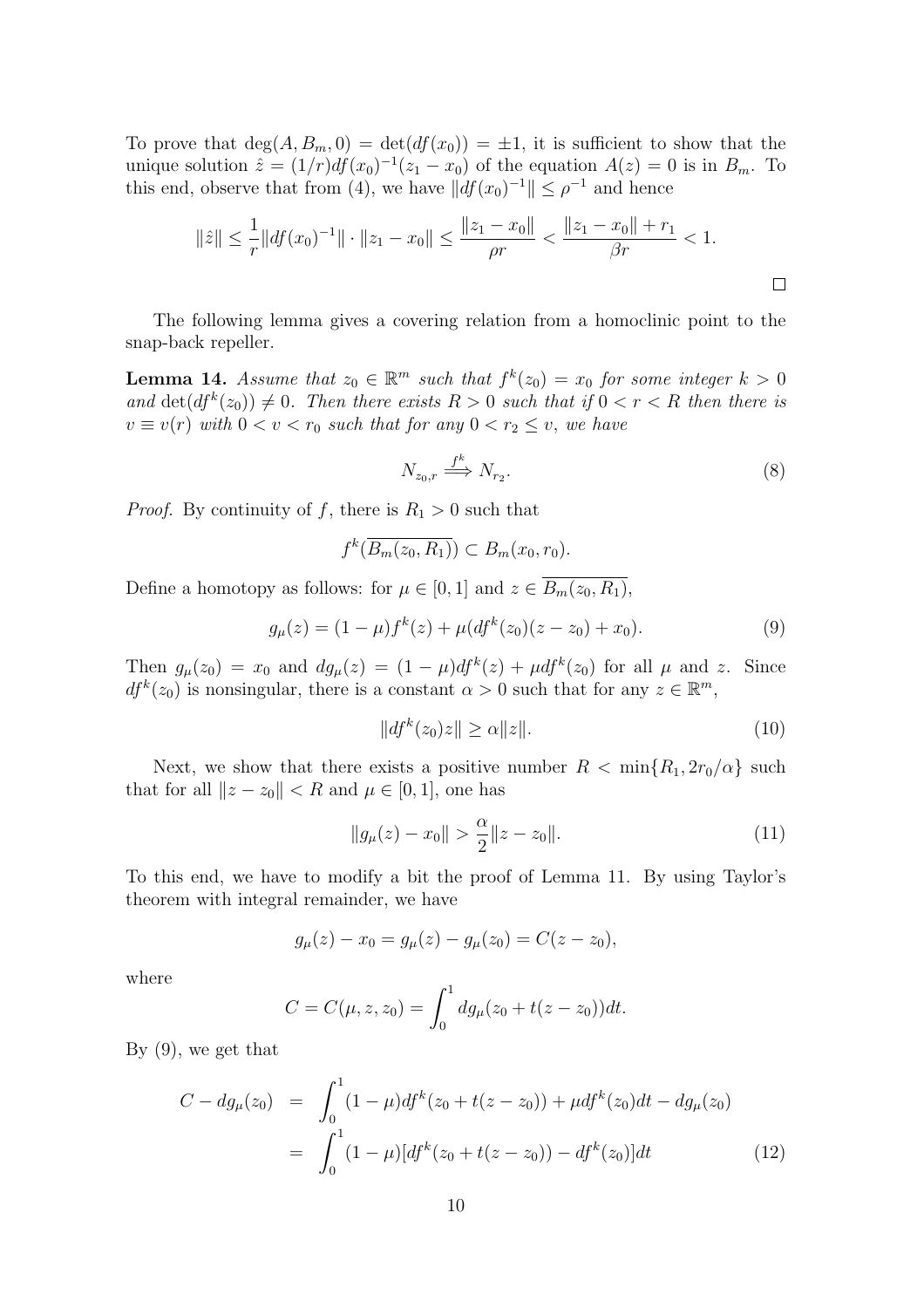To prove that $\deg(A, B_m, 0) = \det(df(x_0)) = \pm 1$, it is sufficient to show that the unique solution $\hat{z} = (1/r)df(x_0)^{-1}(z_1 - x_0)$ of the equation $A(z) = 0$ is in $B_m$. To this end, observe that from (4), we have $\|df(x_0)^{-1}\| \leq \rho^{-1}$ and hence

$$\|\hat{z}\| \leq \frac{1}{r}\|df(x_0)^{-1}\| \cdot \|z_1 - x_0\| \leq \frac{\|z_1 - x_0\|}{\rho r} < \frac{\|z_1 - x_0\| + r_1}{\beta r} < 1.$$

□

The following lemma gives a covering relation from a homoclinic point to the snap-back repeller.

**Lemma 14.** *Assume that $z_0 \in \mathbb{R}^m$ such that $f^k(z_0) = x_0$ for some integer $k > 0$ and $\det(df^k(z_0)) \neq 0$. Then there exists $R > 0$ such that if $0 < r < R$ then there is $v \equiv v(r)$ with $0 < v < r_0$ such that for any $0 < r_2 \leq v$, we have*

$$N_{z_0,r} \overset{f^k}{\Longrightarrow} N_{r_2}. \tag{8}$$

*Proof.* By continuity of $f$, there is $R_1 > 0$ such that

$$f^k(\overline{B_m(z_0, R_1)}) \subset B_m(x_0, r_0).$$

Define a homotopy as follows: for $\mu \in [0, 1]$ and $z \in \overline{B_m(z_0, R_1)}$,

$$g_\mu(z) = (1 - \mu)f^k(z) + \mu(df^k(z_0)(z - z_0) + x_0). \tag{9}$$

Then $g_\mu(z_0) = x_0$ and $dg_\mu(z) = (1 - \mu)df^k(z) + \mu df^k(z_0)$ for all $\mu$ and $z$. Since $df^k(z_0)$ is nonsingular, there is a constant $\alpha > 0$ such that for any $z \in \mathbb{R}^m$,

$$\|df^k(z_0)z\| \geq \alpha\|z\|. \tag{10}$$

Next, we show that there exists a positive number $R < \min\{R_1, 2r_0/\alpha\}$ such that for all $\|z - z_0\| < R$ and $\mu \in [0, 1]$, one has

$$\|g_\mu(z) - x_0\| > \frac{\alpha}{2}\|z - z_0\|. \tag{11}$$

To this end, we have to modify a bit the proof of Lemma 11. By using Taylor's theorem with integral remainder, we have

$$g_\mu(z) - x_0 = g_\mu(z) - g_\mu(z_0) = C(z - z_0),$$

where

$$C = C(\mu, z, z_0) = \int_0^1 dg_\mu(z_0 + t(z - z_0))dt.$$

By (9), we get that

$$\begin{aligned} C - dg_\mu(z_0) &= \int_0^1 (1 - \mu)df^k(z_0 + t(z - z_0)) + \mu df^k(z_0)dt - dg_\mu(z_0) \\ &= \int_0^1 (1 - \mu)[df^k(z_0 + t(z - z_0)) - df^k(z_0)]dt \end{aligned} \tag{12}$$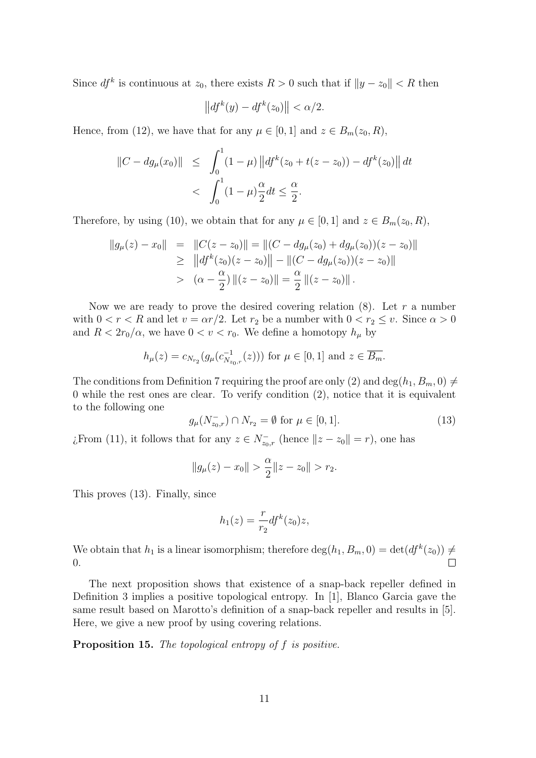Since $df^k$ is continuous at $z_0$, there exists $R > 0$ such that if $\|y - z_0\| < R$ then

$$\left\|df^k(y) - df^k(z_0)\right\| < \alpha/2.$$

Hence, from (12), we have that for any $\mu \in [0,1]$ and $z \in B_m(z_0, R)$,

$$\begin{aligned}
\|C - dg_\mu(x_0)\| &\leq \int_0^1 (1-\mu)\left\|df^k(z_0 + t(z - z_0)) - df^k(z_0)\right\| dt \\
&< \int_0^1 (1-\mu)\frac{\alpha}{2} dt \leq \frac{\alpha}{2}.
\end{aligned}$$

Therefore, by using (10), we obtain that for any $\mu \in [0,1]$ and $z \in B_m(z_0, R)$,

$$\begin{aligned}
\|g_\mu(z) - x_0\| &= \|C(z - z_0)\| = \|(C - dg_\mu(z_0) + dg_\mu(z_0))(z - z_0)\| \\
&\geq \left\|df^k(z_0)(z - z_0)\right\| - \|(C - dg_\mu(z_0))(z - z_0)\| \\
&> (\alpha - \frac{\alpha}{2})\left\|(z - z_0)\right\| = \frac{\alpha}{2}\left\|(z - z_0)\right\|.
\end{aligned}$$

Now we are ready to prove the desired covering relation (8). Let $r$ a number with $0 < r < R$ and let $v = \alpha r/2$. Let $r_2$ be a number with $0 < r_2 \leq v$. Since $\alpha > 0$ and $R < 2r_0/\alpha$, we have $0 < v < r_0$. We define a homotopy $h_\mu$ by

$$h_\mu(z) = c_{N_{r_2}}(g_\mu(c_{N_{z_0,r}}^{-1}(z))) \text{ for } \mu \in [0,1] \text{ and } z \in \overline{B_m}.$$

The conditions from Definition 7 requiring the proof are only (2) and $\deg(h_1, B_m, 0) \neq 0$ while the rest ones are clear. To verify condition (2), notice that it is equivalent to the following one

$$g_\mu(N_{z_0,r}^-) \cap N_{r_2} = \emptyset \text{ for } \mu \in [0,1]. \tag{13}$$

¿From (11), it follows that for any $z \in N_{z_0,r}^-$ (hence $\|z - z_0\| = r$), one has

$$\|g_\mu(z) - x_0\| > \frac{\alpha}{2}\|z - z_0\| > r_2.$$

This proves (13). Finally, since

$$h_1(z) = \frac{r}{r_2} df^k(z_0) z,$$

We obtain that $h_1$ is a linear isomorphism; therefore $\deg(h_1, B_m, 0) = \det(df^k(z_0)) \neq 0$. ◻

The next proposition shows that existence of a snap-back repeller defined in Definition 3 implies a positive topological entropy. In [1], Blanco Garcia gave the same result based on Marotto's definition of a snap-back repeller and results in [5]. Here, we give a new proof by using covering relations.

**Proposition 15.** *The topological entropy of $f$ is positive.*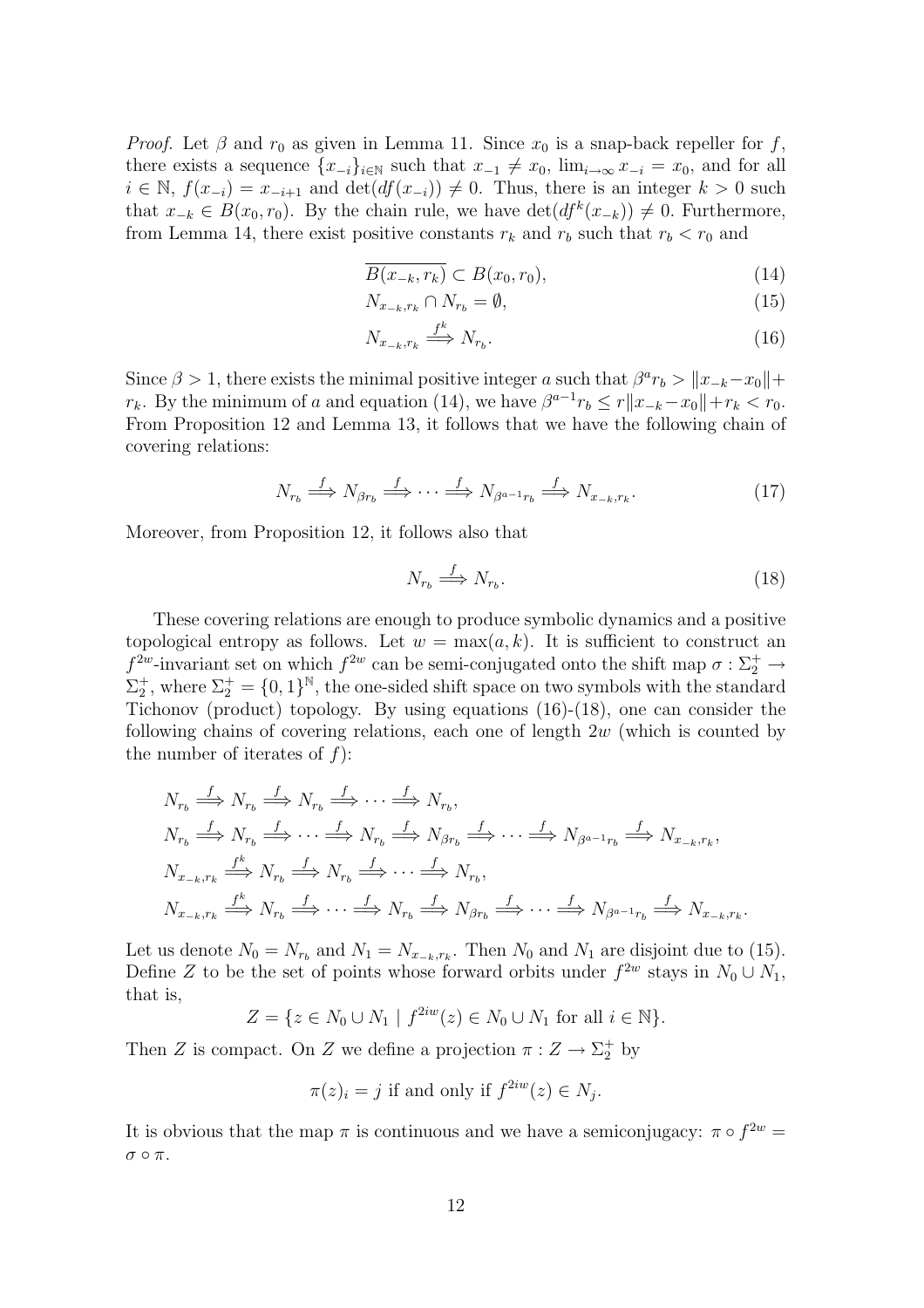*Proof.* Let $\beta$ and $r_0$ as given in Lemma 11. Since $x_0$ is a snap-back repeller for $f$, there exists a sequence $\{x_{-i}\}_{i\in\mathbb{N}}$ such that $x_{-1} \neq x_0$, $\lim_{i\to\infty} x_{-i} = x_0$, and for all $i \in \mathbb{N}$, $f(x_{-i}) = x_{-i+1}$ and $\det(df(x_{-i})) \neq 0$. Thus, there is an integer $k > 0$ such that $x_{-k} \in B(x_0, r_0)$. By the chain rule, we have $\det(df^k(x_{-k})) \neq 0$. Furthermore, from Lemma 14, there exist positive constants $r_k$ and $r_b$ such that $r_b < r_0$ and

$$\overline{B(x_{-k}, r_k)} \subset B(x_0, r_0), \tag{14}$$

$$N_{x_{-k},r_k} \cap N_{r_b} = \emptyset, \tag{15}$$

$$N_{x_{-k},r_k} \overset{f^k}{\Longrightarrow} N_{r_b}. \tag{16}$$

Since $\beta > 1$, there exists the minimal positive integer $a$ such that $\beta^a r_b > \|x_{-k} - x_0\| + r_k$. By the minimum of $a$ and equation (14), we have $\beta^{a-1} r_b \leq r\|x_{-k} - x_0\| + r_k < r_0$. From Proposition 12 and Lemma 13, it follows that we have the following chain of covering relations:

$$N_{r_b} \overset{f}{\Longrightarrow} N_{\beta r_b} \overset{f}{\Longrightarrow} \cdots \overset{f}{\Longrightarrow} N_{\beta^{a-1} r_b} \overset{f}{\Longrightarrow} N_{x_{-k},r_k}. \tag{17}$$

Moreover, from Proposition 12, it follows also that

$$N_{r_b} \overset{f}{\Longrightarrow} N_{r_b}. \tag{18}$$

These covering relations are enough to produce symbolic dynamics and a positive topological entropy as follows. Let $w = \max(a, k)$. It is sufficient to construct an $f^{2w}$-invariant set on which $f^{2w}$ can be semi-conjugated onto the shift map $\sigma : \Sigma_2^+ \to \Sigma_2^+$, where $\Sigma_2^+ = \{0, 1\}^{\mathbb{N}}$, the one-sided shift space on two symbols with the standard Tichonov (product) topology. By using equations (16)-(18), one can consider the following chains of covering relations, each one of length $2w$ (which is counted by the number of iterates of $f$):

$$N_{r_b} \overset{f}{\Longrightarrow} N_{r_b} \overset{f}{\Longrightarrow} N_{r_b} \overset{f}{\Longrightarrow} \cdots \overset{f}{\Longrightarrow} N_{r_b},$$

$$N_{r_b} \overset{f}{\Longrightarrow} N_{r_b} \overset{f}{\Longrightarrow} \cdots \overset{f}{\Longrightarrow} N_{r_b} \overset{f}{\Longrightarrow} N_{\beta r_b} \overset{f}{\Longrightarrow} \cdots \overset{f}{\Longrightarrow} N_{\beta^{a-1} r_b} \overset{f}{\Longrightarrow} N_{x_{-k},r_k},$$

$$N_{x_{-k},r_k} \overset{f^k}{\Longrightarrow} N_{r_b} \overset{f}{\Longrightarrow} N_{r_b} \overset{f}{\Longrightarrow} \cdots \overset{f}{\Longrightarrow} N_{r_b},$$

$$N_{x_{-k},r_k} \overset{f^k}{\Longrightarrow} N_{r_b} \overset{f}{\Longrightarrow} \cdots \overset{f}{\Longrightarrow} N_{r_b} \overset{f}{\Longrightarrow} N_{\beta r_b} \overset{f}{\Longrightarrow} \cdots \overset{f}{\Longrightarrow} N_{\beta^{a-1} r_b} \overset{f}{\Longrightarrow} N_{x_{-k},r_k}.$$

Let us denote $N_0 = N_{r_b}$ and $N_1 = N_{x_{-k},r_k}$. Then $N_0$ and $N_1$ are disjoint due to (15). Define $Z$ to be the set of points whose forward orbits under $f^{2w}$ stays in $N_0 \cup N_1$, that is,

$$Z = \{z \in N_0 \cup N_1 \mid f^{2iw}(z) \in N_0 \cup N_1 \text{ for all } i \in \mathbb{N}\}.$$

Then $Z$ is compact. On $Z$ we define a projection $\pi : Z \to \Sigma_2^+$ by

$$\pi(z)_i = j \text{ if and only if } f^{2iw}(z) \in N_j.$$

It is obvious that the map $\pi$ is continuous and we have a semiconjugacy: $\pi \circ f^{2w} = \sigma \circ \pi$.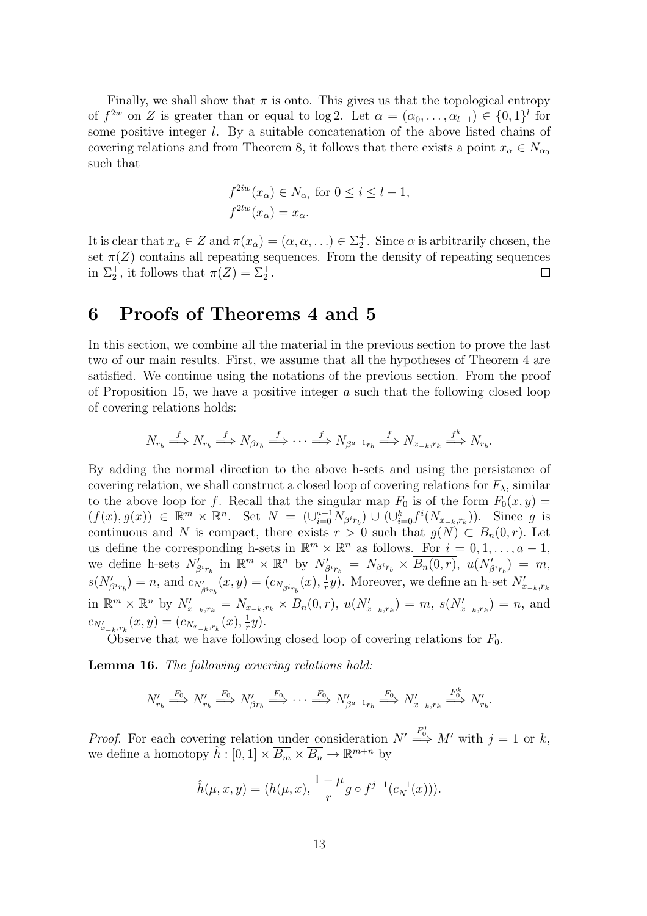Finally, we shall show that $\pi$ is onto. This gives us that the topological entropy of $f^{2w}$ on $Z$ is greater than or equal to $\log 2$. Let $\alpha = (\alpha_0, \ldots, \alpha_{l-1}) \in \{0,1\}^l$ for some positive integer $l$. By a suitable concatenation of the above listed chains of covering relations and from Theorem 8, it follows that there exists a point $x_\alpha \in N_{\alpha_0}$ such that

$$
\begin{aligned}
&f^{2iw}(x_\alpha) \in N_{\alpha_i} \text{ for } 0 \leq i \leq l-1, \\
&f^{2lw}(x_\alpha) = x_\alpha.
\end{aligned}
$$

It is clear that $x_\alpha \in Z$ and $\pi(x_\alpha) = (\alpha, \alpha, \ldots) \in \Sigma_2^+$. Since $\alpha$ is arbitrarily chosen, the set $\pi(Z)$ contains all repeating sequences. From the density of repeating sequences in $\Sigma_2^+$, it follows that $\pi(Z) = \Sigma_2^+$. $\square$

# 6 Proofs of Theorems 4 and 5

In this section, we combine all the material in the previous section to prove the last two of our main results. First, we assume that all the hypotheses of Theorem 4 are satisfied. We continue using the notations of the previous section. From the proof of Proposition 15, we have a positive integer $a$ such that the following closed loop of covering relations holds:

$$
N_{r_b} \overset{f}{\Longrightarrow} N_{r_b} \overset{f}{\Longrightarrow} N_{\beta r_b} \overset{f}{\Longrightarrow} \cdots \overset{f}{\Longrightarrow} N_{\beta^{a-1} r_b} \overset{f}{\Longrightarrow} N_{x_{-k}, r_k} \overset{f^k}{\Longrightarrow} N_{r_b}.
$$

By adding the normal direction to the above h-sets and using the persistence of covering relation, we shall construct a closed loop of covering relations for $F_\lambda$, similar to the above loop for $f$. Recall that the singular map $F_0$ is of the form $F_0(x,y) = (f(x), g(x)) \in \mathbb{R}^m \times \mathbb{R}^n$. Set $N = (\cup_{i=0}^{a-1} N_{\beta^i r_b}) \cup (\cup_{i=0}^{k} f^i(N_{x_{-k}, r_k}))$. Since $g$ is continuous and $N$ is compact, there exists $r > 0$ such that $g(N) \subset B_n(0,r)$. Let us define the corresponding h-sets in $\mathbb{R}^m \times \mathbb{R}^n$ as follows. For $i = 0, 1, \ldots, a-1$, we define h-sets $N'_{\beta^i r_b}$ in $\mathbb{R}^m \times \mathbb{R}^n$ by $N'_{\beta^i r_b} = N_{\beta^i r_b} \times \overline{B_n(0,r)}$, $u(N'_{\beta^i r_b}) = m$, $s(N'_{\beta^i r_b}) = n$, and $c_{N'_{\beta^i r_b}}(x,y) = (c_{N_{\beta^i r_b}}(x), \frac{1}{r} y)$. Moreover, we define an h-set $N'_{x_{-k}, r_k}$ in $\mathbb{R}^m \times \mathbb{R}^n$ by $N'_{x_{-k}, r_k} = N_{x_{-k}, r_k} \times \overline{B_n(0,r)}$, $u(N'_{x_{-k}, r_k}) = m$, $s(N'_{x_{-k}, r_k}) = n$, and $c_{N'_{x_{-k}, r_k}}(x,y) = (c_{N_{x_{-k}, r_k}}(x), \frac{1}{r} y)$.

Observe that we have following closed loop of covering relations for $F_0$.

**Lemma 16.** *The following covering relations hold:*

$$
N'_{r_b} \overset{F_0}{\Longrightarrow} N'_{r_b} \overset{F_0}{\Longrightarrow} N'_{\beta r_b} \overset{F_0}{\Longrightarrow} \cdots \overset{F_0}{\Longrightarrow} N'_{\beta^{a-1} r_b} \overset{F_0}{\Longrightarrow} N'_{x_{-k}, r_k} \overset{F_0^k}{\Longrightarrow} N'_{r_b}.
$$

*Proof.* For each covering relation under consideration $N' \overset{F_0^j}{\Longrightarrow} M'$ with $j = 1$ or $k$, we define a homotopy $\hat{h} : [0,1] \times \overline{B_m} \times \overline{B_n} \to \mathbb{R}^{m+n}$ by

$$
\hat{h}(\mu, x, y) = (h(\mu, x), \frac{1-\mu}{r} g \circ f^{j-1}(c_N^{-1}(x))).
$$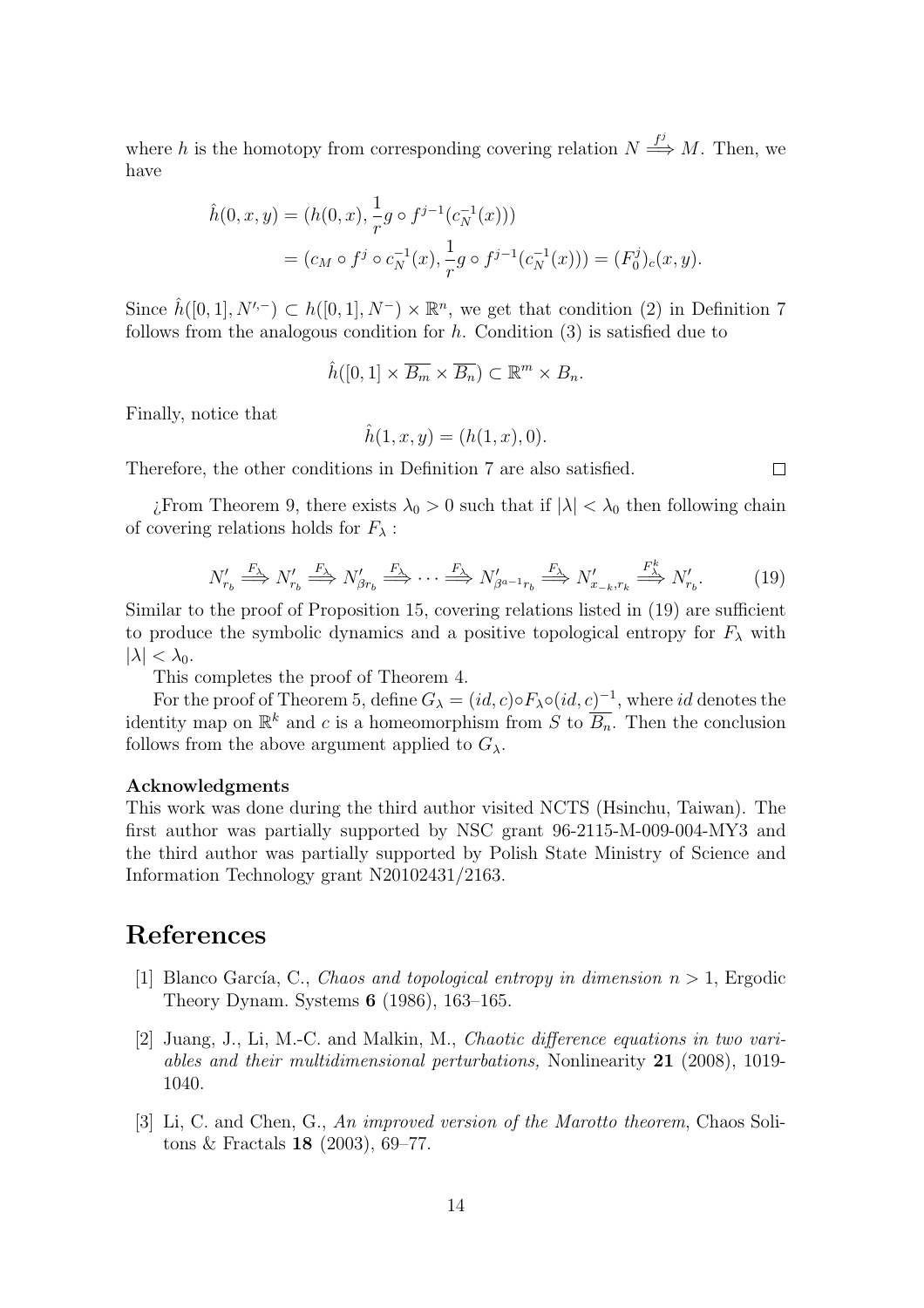where $h$ is the homotopy from corresponding covering relation $N \overset{f^j}{\Longrightarrow} M$. Then, we have

$$\begin{aligned}
\hat{h}(0, x, y) &= (h(0, x), \frac{1}{r} g \circ f^{j-1}(c_N^{-1}(x))) \\
&= (c_M \circ f^j \circ c_N^{-1}(x), \frac{1}{r} g \circ f^{j-1}(c_N^{-1}(x))) = (F_0^j)_c(x, y).
\end{aligned}$$

Since $\hat{h}([0, 1], N'^{,-}) \subset h([0, 1], N^-) \times \mathbb{R}^n$, we get that condition (2) in Definition 7 follows from the analogous condition for $h$. Condition (3) is satisfied due to

$$\hat{h}([0, 1] \times \overline{B_m} \times \overline{B_n}) \subset \mathbb{R}^m \times B_n.$$

Finally, notice that

$$\hat{h}(1, x, y) = (h(1, x), 0).$$

Therefore, the other conditions in Definition 7 are also satisfied. $\square$

¿From Theorem 9, there exists $\lambda_0 > 0$ such that if $|\lambda| < \lambda_0$ then following chain of covering relations holds for $F_\lambda$ :

$$N'_{r_b} \overset{F_\lambda}{\Longrightarrow} N'_{r_b} \overset{F_\lambda}{\Longrightarrow} N'_{\beta r_b} \overset{F_\lambda}{\Longrightarrow} \cdots \overset{F_\lambda}{\Longrightarrow} N'_{\beta^{a-1} r_b} \overset{F_\lambda}{\Longrightarrow} N'_{x_{-k}, r_k} \overset{F_\lambda^k}{\Longrightarrow} N'_{r_b}. \tag{19}$$

Similar to the proof of Proposition 15, covering relations listed in (19) are sufficient to produce the symbolic dynamics and a positive topological entropy for $F_\lambda$ with $|\lambda| < \lambda_0$.

This completes the proof of Theorem 4.

For the proof of Theorem 5, define $G_\lambda = (id, c) \circ F_\lambda \circ (id, c)^{-1}$, where $id$ denotes the identity map on $\mathbb{R}^k$ and $c$ is a homeomorphism from $S$ to $\overline{B_n}$. Then the conclusion follows from the above argument applied to $G_\lambda$.

**Acknowledgments**

This work was done during the third author visited NCTS (Hsinchu, Taiwan). The first author was partially supported by NSC grant 96-2115-M-009-004-MY3 and the third author was partially supported by Polish State Ministry of Science and Information Technology grant N20102431/2163.

# References

[1] Blanco García, C., *Chaos and topological entropy in dimension $n > 1$*, Ergodic Theory Dynam. Systems **6** (1986), 163–165.

[2] Juang, J., Li, M.-C. and Malkin, M., *Chaotic difference equations in two variables and their multidimensional perturbations,* Nonlinearity **21** (2008), 1019-1040.

[3] Li, C. and Chen, G., *An improved version of the Marotto theorem*, Chaos Solitons & Fractals **18** (2003), 69–77.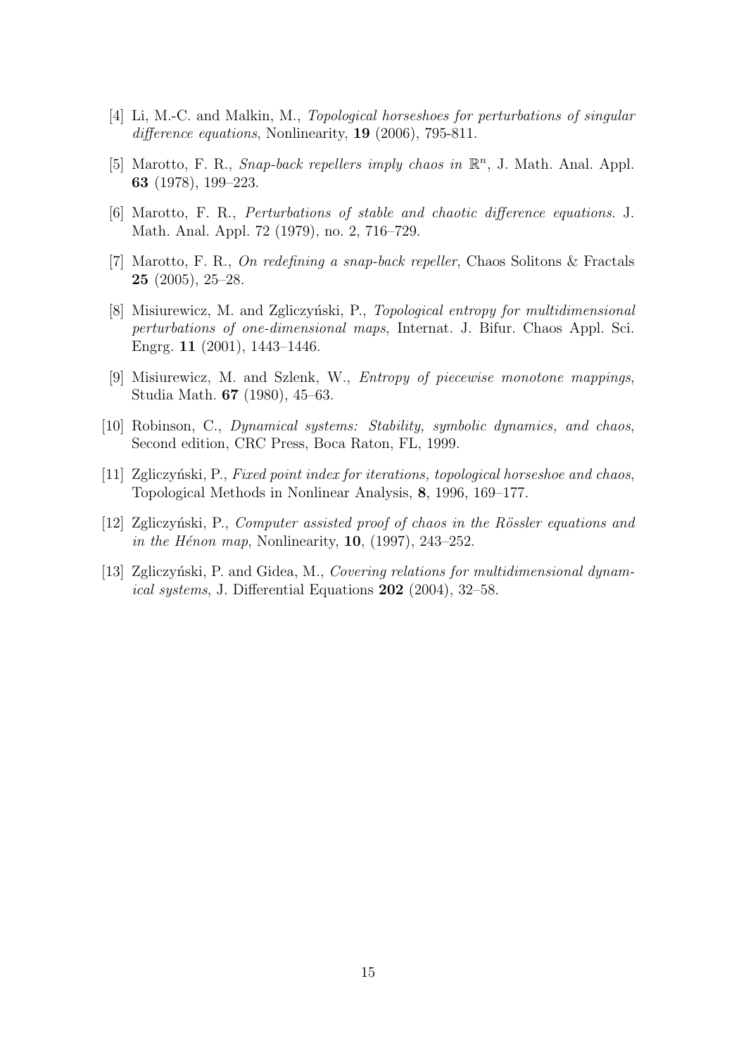[4] Li, M.-C. and Malkin, M., *Topological horseshoes for perturbations of singular difference equations*, Nonlinearity, **19** (2006), 795-811.

[5] Marotto, F. R., *Snap-back repellers imply chaos in $\mathbb{R}^n$*, J. Math. Anal. Appl. **63** (1978), 199–223.

[6] Marotto, F. R., *Perturbations of stable and chaotic difference equations*. J. Math. Anal. Appl. 72 (1979), no. 2, 716–729.

[7] Marotto, F. R., *On redefining a snap-back repeller*, Chaos Solitons & Fractals **25** (2005), 25–28.

[8] Misiurewicz, M. and Zgliczyński, P., *Topological entropy for multidimensional perturbations of one-dimensional maps*, Internat. J. Bifur. Chaos Appl. Sci. Engrg. **11** (2001), 1443–1446.

[9] Misiurewicz, M. and Szlenk, W., *Entropy of piecewise monotone mappings*, Studia Math. **67** (1980), 45–63.

[10] Robinson, C., *Dynamical systems: Stability, symbolic dynamics, and chaos*, Second edition, CRC Press, Boca Raton, FL, 1999.

[11] Zgliczyński, P., *Fixed point index for iterations, topological horseshoe and chaos*, Topological Methods in Nonlinear Analysis, **8**, 1996, 169–177.

[12] Zgliczyński, P., *Computer assisted proof of chaos in the Rössler equations and in the Hénon map*, Nonlinearity, **10**, (1997), 243–252.

[13] Zgliczyński, P. and Gidea, M., *Covering relations for multidimensional dynamical systems*, J. Differential Equations **202** (2004), 32–58.